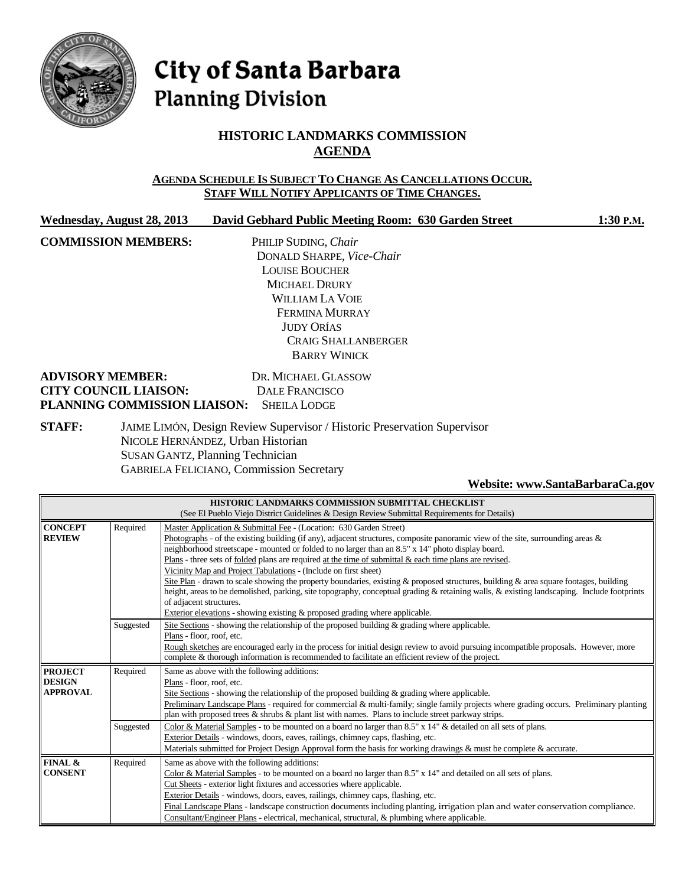# City of Santa Barbara
## Planning Division

### HISTORIC LANDMARKS COMMISSION
### AGENDA

**AGENDA SCHEDULE IS SUBJECT TO CHANGE AS CANCELLATIONS OCCUR.**
**STAFF WILL NOTIFY APPLICANTS OF TIME CHANGES.**

**Wednesday, August 28, 2013 David Gebhard Public Meeting Room: 630 Garden Street 1:30 P.M.**

**COMMISSION MEMBERS:**
PHILIP SUDING, *Chair*
DONALD SHARPE, *Vice-Chair*
LOUISE BOUCHER
MICHAEL DRURY
WILLIAM LA VOIE
FERMINA MURRAY
JUDY ORÍAS
CRAIG SHALLANBERGER
BARRY WINICK

**ADVISORY MEMBER:** DR. MICHAEL GLASSOW
**CITY COUNCIL LIAISON:** DALE FRANCISCO
**PLANNING COMMISSION LIAISON:** SHEILA LODGE

**STAFF:**
JAIME LIMÓN, Design Review Supervisor / Historic Preservation Supervisor
NICOLE HERNÁNDEZ, Urban Historian
SUSAN GANTZ, Planning Technician
GABRIELA FELICIANO, Commission Secretary

**Website: www.SantaBarbaraCa.gov**

| HISTORIC LANDMARKS COMMISSION SUBMITTAL CHECKLIST (See El Pueblo Viejo District Guidelines & Design Review Submittal Requirements for Details) | | |
|---|---|---|
| **CONCEPT REVIEW** | Required | Master Application & Submittal Fee - (Location: 630 Garden Street)<br>Photographs - of the existing building (if any), adjacent structures, composite panoramic view of the site, surrounding areas & neighborhood streetscape - mounted or folded to no larger than an 8.5" x 14" photo display board.<br>Plans - three sets of folded plans are required at the time of submittal & each time plans are revised.<br>Vicinity Map and Project Tabulations - (Include on first sheet)<br>Site Plan - drawn to scale showing the property boundaries, existing & proposed structures, building & area square footages, building height, areas to be demolished, parking, site topography, conceptual grading & retaining walls, & existing landscaping. Include footprints of adjacent structures.<br>Exterior elevations - showing existing & proposed grading where applicable. |
| | Suggested | Site Sections - showing the relationship of the proposed building & grading where applicable.<br>Plans - floor, roof, etc.<br>Rough sketches are encouraged early in the process for initial design review to avoid pursuing incompatible proposals. However, more complete & thorough information is recommended to facilitate an efficient review of the project. |
| **PROJECT DESIGN APPROVAL** | Required | Same as above with the following additions:<br>Plans - floor, roof, etc.<br>Site Sections - showing the relationship of the proposed building & grading where applicable.<br>Preliminary Landscape Plans - required for commercial & multi-family; single family projects where grading occurs. Preliminary planting plan with proposed trees & shrubs & plant list with names. Plans to include street parkway strips. |
| | Suggested | Color & Material Samples - to be mounted on a board no larger than 8.5" x 14" & detailed on all sets of plans.<br>Exterior Details - windows, doors, eaves, railings, chimney caps, flashing, etc.<br>Materials submitted for Project Design Approval form the basis for working drawings & must be complete & accurate. |
| **FINAL & CONSENT** | Required | Same as above with the following additions:<br>Color & Material Samples - to be mounted on a board no larger than 8.5" x 14" and detailed on all sets of plans.<br>Cut Sheets - exterior light fixtures and accessories where applicable.<br>Exterior Details - windows, doors, eaves, railings, chimney caps, flashing, etc.<br>Final Landscape Plans - landscape construction documents including planting, irrigation plan and water conservation compliance.<br>Consultant/Engineer Plans - electrical, mechanical, structural, & plumbing where applicable. |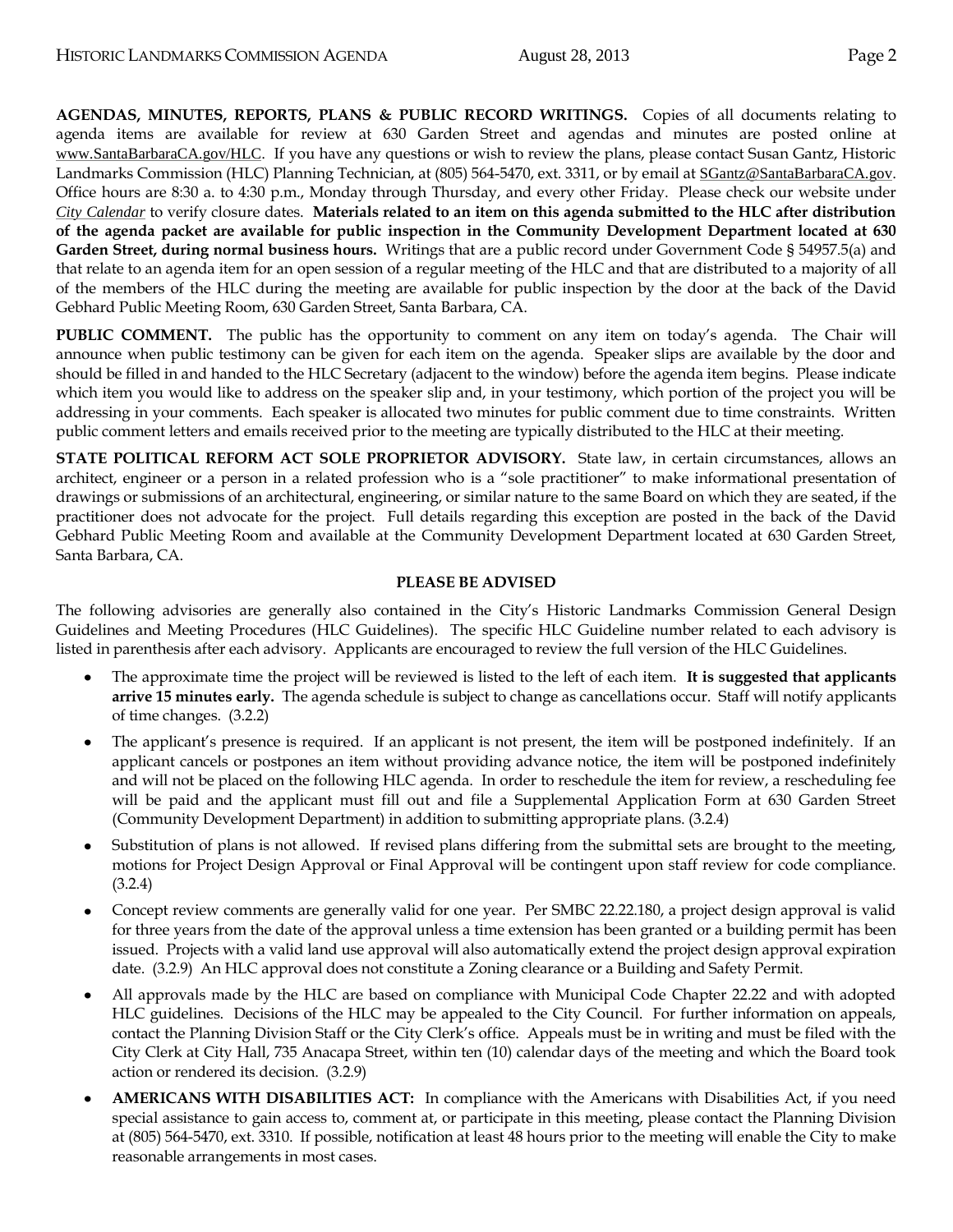**AGENDAS, MINUTES, REPORTS, PLANS & PUBLIC RECORD WRITINGS.** Copies of all documents relating to agenda items are available for review at 630 Garden Street and agendas and minutes are posted online at www.SantaBarbaraCA.gov/HLC. If you have any questions or wish to review the plans, please contact Susan Gantz, Historic Landmarks Commission (HLC) Planning Technician, at (805) 564-5470, ext. 3311, or by email at SGantz@SantaBarbaraCA.gov. Office hours are 8:30 a. to 4:30 p.m., Monday through Thursday, and every other Friday. Please check our website under *City Calendar* to verify closure dates. **Materials related to an item on this agenda submitted to the HLC after distribution of the agenda packet are available for public inspection in the Community Development Department located at 630 Garden Street, during normal business hours.** Writings that are a public record under Government Code § 54957.5(a) and that relate to an agenda item for an open session of a regular meeting of the HLC and that are distributed to a majority of all of the members of the HLC during the meeting are available for public inspection by the door at the back of the David Gebhard Public Meeting Room, 630 Garden Street, Santa Barbara, CA.

**PUBLIC COMMENT.** The public has the opportunity to comment on any item on today's agenda. The Chair will announce when public testimony can be given for each item on the agenda. Speaker slips are available by the door and should be filled in and handed to the HLC Secretary (adjacent to the window) before the agenda item begins. Please indicate which item you would like to address on the speaker slip and, in your testimony, which portion of the project you will be addressing in your comments. Each speaker is allocated two minutes for public comment due to time constraints. Written public comment letters and emails received prior to the meeting are typically distributed to the HLC at their meeting.

**STATE POLITICAL REFORM ACT SOLE PROPRIETOR ADVISORY.** State law, in certain circumstances, allows an architect, engineer or a person in a related profession who is a "sole practitioner" to make informational presentation of drawings or submissions of an architectural, engineering, or similar nature to the same Board on which they are seated, if the practitioner does not advocate for the project. Full details regarding this exception are posted in the back of the David Gebhard Public Meeting Room and available at the Community Development Department located at 630 Garden Street, Santa Barbara, CA.

**PLEASE BE ADVISED**

The following advisories are generally also contained in the City's Historic Landmarks Commission General Design Guidelines and Meeting Procedures (HLC Guidelines). The specific HLC Guideline number related to each advisory is listed in parenthesis after each advisory. Applicants are encouraged to review the full version of the HLC Guidelines.

- The approximate time the project will be reviewed is listed to the left of each item. **It is suggested that applicants arrive 15 minutes early.** The agenda schedule is subject to change as cancellations occur. Staff will notify applicants of time changes. (3.2.2)
- The applicant's presence is required. If an applicant is not present, the item will be postponed indefinitely. If an applicant cancels or postpones an item without providing advance notice, the item will be postponed indefinitely and will not be placed on the following HLC agenda. In order to reschedule the item for review, a rescheduling fee will be paid and the applicant must fill out and file a Supplemental Application Form at 630 Garden Street (Community Development Department) in addition to submitting appropriate plans. (3.2.4)
- Substitution of plans is not allowed. If revised plans differing from the submittal sets are brought to the meeting, motions for Project Design Approval or Final Approval will be contingent upon staff review for code compliance. (3.2.4)
- Concept review comments are generally valid for one year. Per SMBC 22.22.180, a project design approval is valid for three years from the date of the approval unless a time extension has been granted or a building permit has been issued. Projects with a valid land use approval will also automatically extend the project design approval expiration date. (3.2.9) An HLC approval does not constitute a Zoning clearance or a Building and Safety Permit.
- All approvals made by the HLC are based on compliance with Municipal Code Chapter 22.22 and with adopted HLC guidelines. Decisions of the HLC may be appealed to the City Council. For further information on appeals, contact the Planning Division Staff or the City Clerk's office. Appeals must be in writing and must be filed with the City Clerk at City Hall, 735 Anacapa Street, within ten (10) calendar days of the meeting and which the Board took action or rendered its decision. (3.2.9)
- **AMERICANS WITH DISABILITIES ACT:** In compliance with the Americans with Disabilities Act, if you need special assistance to gain access to, comment at, or participate in this meeting, please contact the Planning Division at (805) 564-5470, ext. 3310. If possible, notification at least 48 hours prior to the meeting will enable the City to make reasonable arrangements in most cases.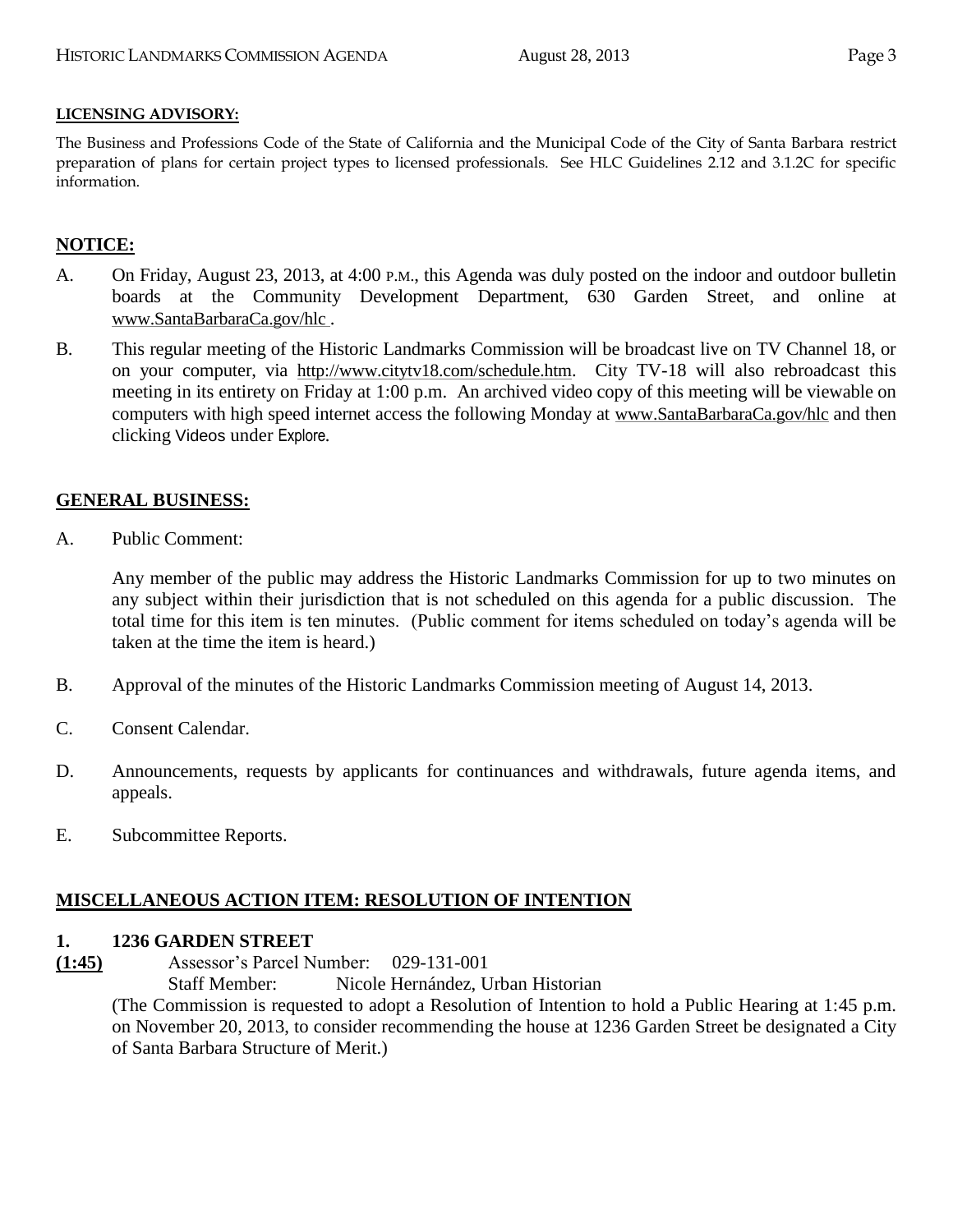**LICENSING ADVISORY:**

The Business and Professions Code of the State of California and the Municipal Code of the City of Santa Barbara restrict preparation of plans for certain project types to licensed professionals. See HLC Guidelines 2.12 and 3.1.2C for specific information.

## NOTICE:

A. On Friday, August 23, 2013, at 4:00 P.M., this Agenda was duly posted on the indoor and outdoor bulletin boards at the Community Development Department, 630 Garden Street, and online at www.SantaBarbaraCa.gov/hlc .

B. This regular meeting of the Historic Landmarks Commission will be broadcast live on TV Channel 18, or on your computer, via http://www.citytv18.com/schedule.htm. City TV-18 will also rebroadcast this meeting in its entirety on Friday at 1:00 p.m. An archived video copy of this meeting will be viewable on computers with high speed internet access the following Monday at www.SantaBarbaraCa.gov/hlc and then clicking Videos under Explore.

## GENERAL BUSINESS:

A. Public Comment:

   Any member of the public may address the Historic Landmarks Commission for up to two minutes on any subject within their jurisdiction that is not scheduled on this agenda for a public discussion. The total time for this item is ten minutes. (Public comment for items scheduled on today's agenda will be taken at the time the item is heard.)

B. Approval of the minutes of the Historic Landmarks Commission meeting of August 14, 2013.

C. Consent Calendar.

D. Announcements, requests by applicants for continuances and withdrawals, future agenda items, and appeals.

E. Subcommittee Reports.

## MISCELLANEOUS ACTION ITEM: RESOLUTION OF INTENTION

**1. 1236 GARDEN STREET**

**(1:45)** Assessor's Parcel Number: 029-131-001
Staff Member: Nicole Hernández, Urban Historian

(The Commission is requested to adopt a Resolution of Intention to hold a Public Hearing at 1:45 p.m. on November 20, 2013, to consider recommending the house at 1236 Garden Street be designated a City of Santa Barbara Structure of Merit.)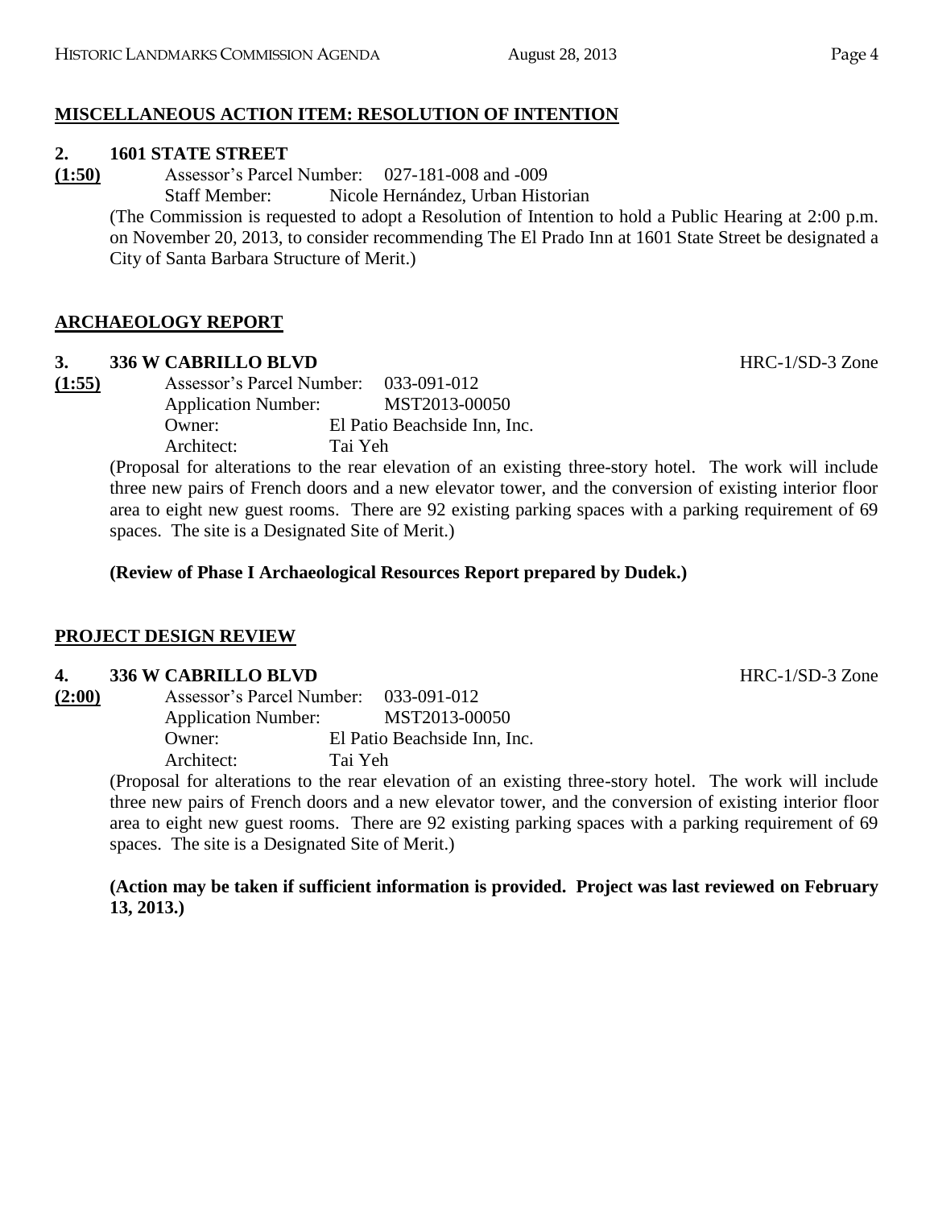## MISCELLANEOUS ACTION ITEM: RESOLUTION OF INTENTION

**2. 1601 STATE STREET**

**(1:50)** Assessor's Parcel Number: 027-181-008 and -009
Staff Member: Nicole Hernández, Urban Historian

(The Commission is requested to adopt a Resolution of Intention to hold a Public Hearing at 2:00 p.m. on November 20, 2013, to consider recommending The El Prado Inn at 1601 State Street be designated a City of Santa Barbara Structure of Merit.)

## ARCHAEOLOGY REPORT

**3. 336 W CABRILLO BLVD** HRC-1/SD-3 Zone

**(1:55)** Assessor's Parcel Number: 033-091-012
Application Number: MST2013-00050
Owner: El Patio Beachside Inn, Inc.
Architect: Tai Yeh

(Proposal for alterations to the rear elevation of an existing three-story hotel. The work will include three new pairs of French doors and a new elevator tower, and the conversion of existing interior floor area to eight new guest rooms. There are 92 existing parking spaces with a parking requirement of 69 spaces. The site is a Designated Site of Merit.)

**(Review of Phase I Archaeological Resources Report prepared by Dudek.)**

## PROJECT DESIGN REVIEW

**4. 336 W CABRILLO BLVD** HRC-1/SD-3 Zone

**(2:00)** Assessor's Parcel Number: 033-091-012
Application Number: MST2013-00050
Owner: El Patio Beachside Inn, Inc.
Architect: Tai Yeh

(Proposal for alterations to the rear elevation of an existing three-story hotel. The work will include three new pairs of French doors and a new elevator tower, and the conversion of existing interior floor area to eight new guest rooms. There are 92 existing parking spaces with a parking requirement of 69 spaces. The site is a Designated Site of Merit.)

**(Action may be taken if sufficient information is provided. Project was last reviewed on February 13, 2013.)**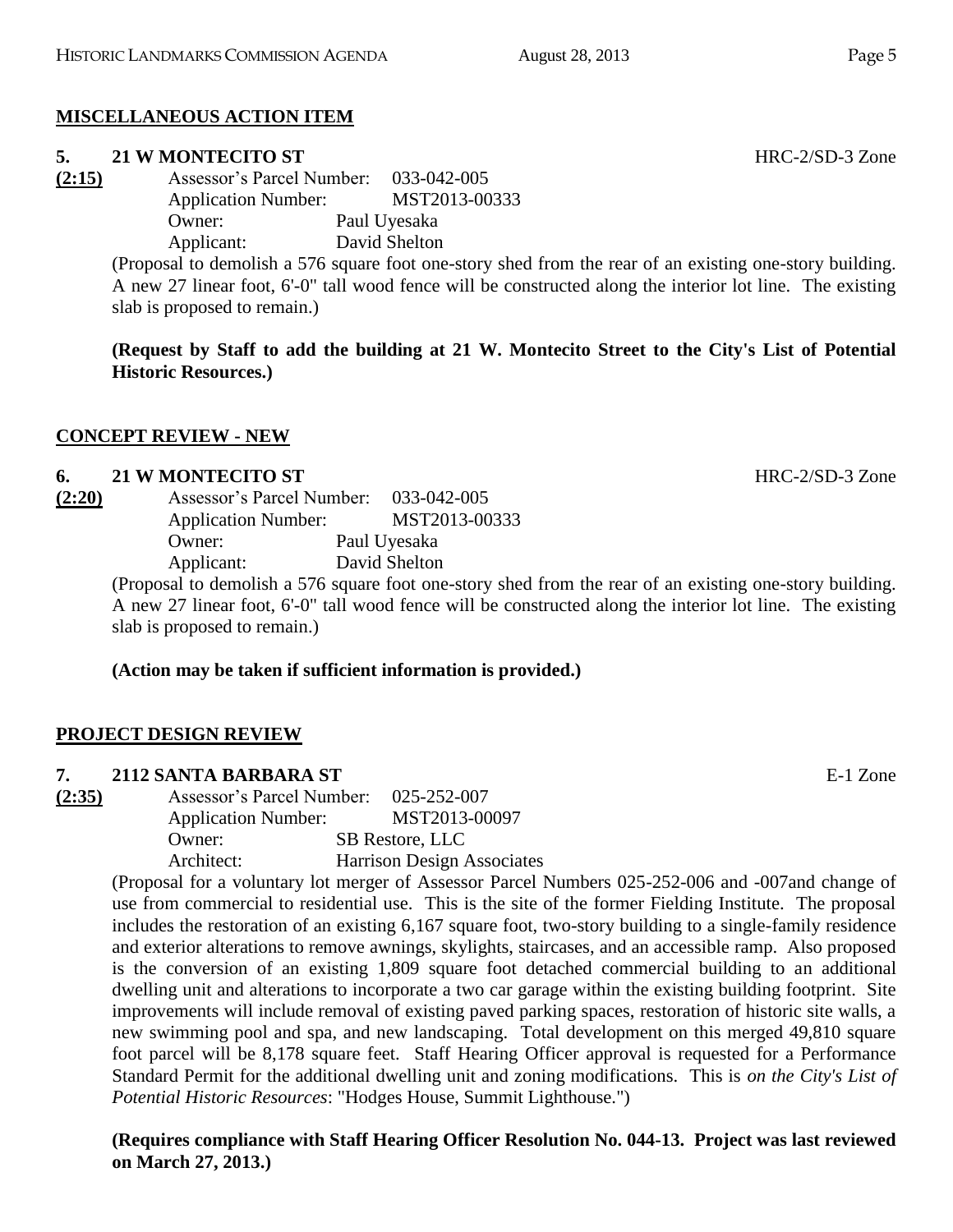## MISCELLANEOUS ACTION ITEM

**5. 21 W MONTECITO ST** HRC-2/SD-3 Zone

**(2:15)**

Assessor's Parcel Number: 033-042-005
Application Number: MST2013-00333
Owner: Paul Uyesaka
Applicant: David Shelton

(Proposal to demolish a 576 square foot one-story shed from the rear of an existing one-story building. A new 27 linear foot, 6'-0" tall wood fence will be constructed along the interior lot line. The existing slab is proposed to remain.)

**(Request by Staff to add the building at 21 W. Montecito Street to the City's List of Potential Historic Resources.)**

## CONCEPT REVIEW - NEW

**6. 21 W MONTECITO ST** HRC-2/SD-3 Zone

**(2:20)**

Assessor's Parcel Number: 033-042-005
Application Number: MST2013-00333
Owner: Paul Uyesaka
Applicant: David Shelton

(Proposal to demolish a 576 square foot one-story shed from the rear of an existing one-story building. A new 27 linear foot, 6'-0" tall wood fence will be constructed along the interior lot line. The existing slab is proposed to remain.)

**(Action may be taken if sufficient information is provided.)**

## PROJECT DESIGN REVIEW

**7. 2112 SANTA BARBARA ST** E-1 Zone

**(2:35)**

Assessor's Parcel Number: 025-252-007
Application Number: MST2013-00097
Owner: SB Restore, LLC
Architect: Harrison Design Associates

(Proposal for a voluntary lot merger of Assessor Parcel Numbers 025-252-006 and -007and change of use from commercial to residential use. This is the site of the former Fielding Institute. The proposal includes the restoration of an existing 6,167 square foot, two-story building to a single-family residence and exterior alterations to remove awnings, skylights, staircases, and an accessible ramp. Also proposed is the conversion of an existing 1,809 square foot detached commercial building to an additional dwelling unit and alterations to incorporate a two car garage within the existing building footprint. Site improvements will include removal of existing paved parking spaces, restoration of historic site walls, a new swimming pool and spa, and new landscaping. Total development on this merged 49,810 square foot parcel will be 8,178 square feet. Staff Hearing Officer approval is requested for a Performance Standard Permit for the additional dwelling unit and zoning modifications. This is *on the City's List of Potential Historic Resources*: "Hodges House, Summit Lighthouse.")

**(Requires compliance with Staff Hearing Officer Resolution No. 044-13. Project was last reviewed on March 27, 2013.)**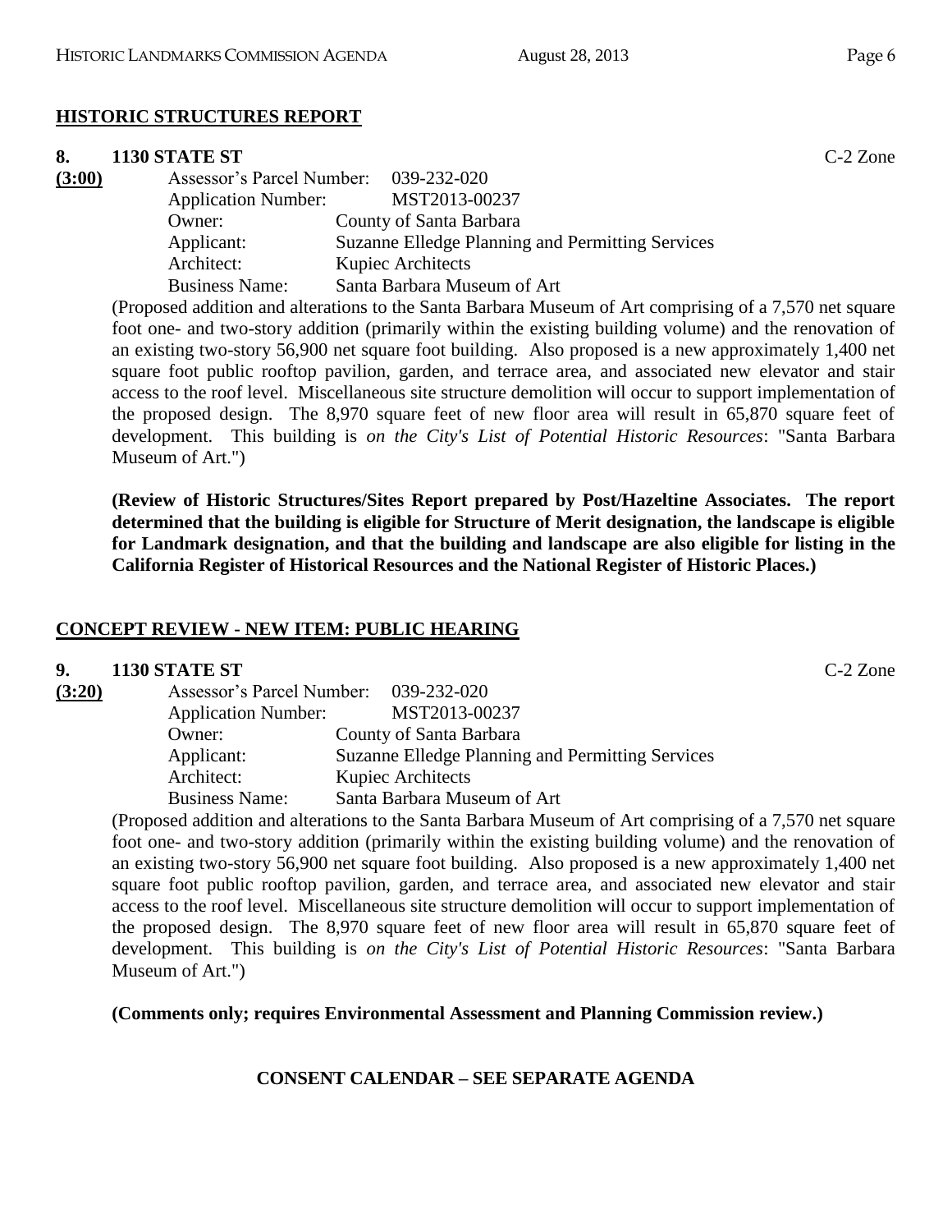## HISTORIC STRUCTURES REPORT

**8. 1130 STATE ST** C-2 Zone

**(3:00)**

Assessor's Parcel Number: 039-232-020
Application Number: MST2013-00237
Owner: County of Santa Barbara
Applicant: Suzanne Elledge Planning and Permitting Services
Architect: Kupiec Architects
Business Name: Santa Barbara Museum of Art

(Proposed addition and alterations to the Santa Barbara Museum of Art comprising of a 7,570 net square foot one- and two-story addition (primarily within the existing building volume) and the renovation of an existing two-story 56,900 net square foot building. Also proposed is a new approximately 1,400 net square foot public rooftop pavilion, garden, and terrace area, and associated new elevator and stair access to the roof level. Miscellaneous site structure demolition will occur to support implementation of the proposed design. The 8,970 square feet of new floor area will result in 65,870 square feet of development. This building is *on the City's List of Potential Historic Resources*: "Santa Barbara Museum of Art.")

**(Review of Historic Structures/Sites Report prepared by Post/Hazeltine Associates. The report determined that the building is eligible for Structure of Merit designation, the landscape is eligible for Landmark designation, and that the building and landscape are also eligible for listing in the California Register of Historical Resources and the National Register of Historic Places.)**

## CONCEPT REVIEW - NEW ITEM: PUBLIC HEARING

**9. 1130 STATE ST** C-2 Zone

**(3:20)**

Assessor's Parcel Number: 039-232-020
Application Number: MST2013-00237
Owner: County of Santa Barbara
Applicant: Suzanne Elledge Planning and Permitting Services
Architect: Kupiec Architects
Business Name: Santa Barbara Museum of Art

(Proposed addition and alterations to the Santa Barbara Museum of Art comprising of a 7,570 net square foot one- and two-story addition (primarily within the existing building volume) and the renovation of an existing two-story 56,900 net square foot building. Also proposed is a new approximately 1,400 net square foot public rooftop pavilion, garden, and terrace area, and associated new elevator and stair access to the roof level. Miscellaneous site structure demolition will occur to support implementation of the proposed design. The 8,970 square feet of new floor area will result in 65,870 square feet of development. This building is *on the City's List of Potential Historic Resources*: "Santa Barbara Museum of Art.")

**(Comments only; requires Environmental Assessment and Planning Commission review.)**

**CONSENT CALENDAR – SEE SEPARATE AGENDA**